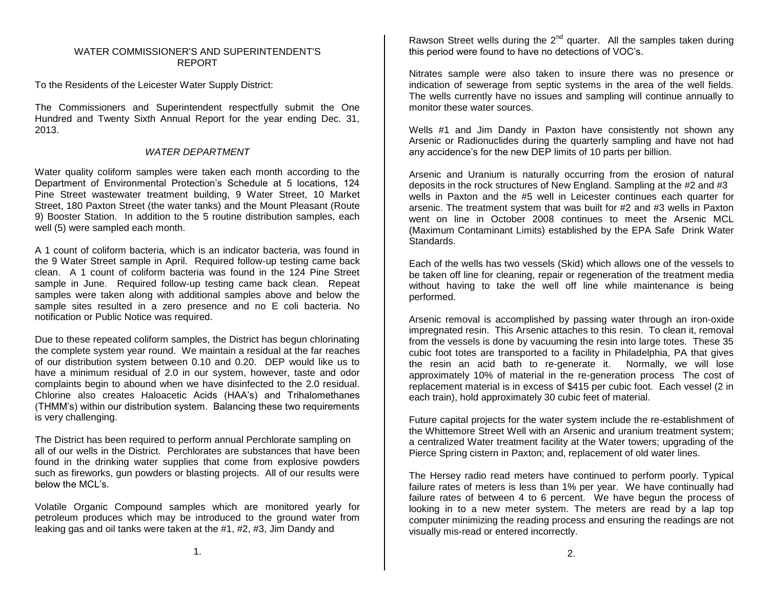# WATER COMMISSIONER'S AND SUPERINTENDENT'S REPORT

To the Residents of the Leicester Water Supply District:

The Commissioners and Superintendent respectfully submit the One Hundred and Twenty Sixth Annual Report for the year ending Dec. 31, 2013.

## *WATER DEPARTMENT*

Water quality coliform samples were taken each month according to the Department of Environmental Protection's Schedule at 5 locations, 124 Pine Street wastewater treatment building, 9 Water Street, 10 Market Street, 180 Paxton Street (the water tanks) and the Mount Pleasant (Route 9) Booster Station. In addition to the 5 routine distribution samples, each well (5) were sampled each month.

A 1 count of coliform bacteria, which is an indicator bacteria, was found in the 9 Water Street sample in April. Required follow-up testing came back clean. A 1 count of coliform bacteria was found in the 124 Pine Street sample in June. Required follow-up testing came back clean. Repeat samples were taken along with additional samples above and below the sample sites resulted in a zero presence and no E coli bacteria. No notification or Public Notice was required.

Due to these repeated coliform samples, the District has begun chlorinating the complete system year round. We maintain a residual at the far reaches of our distribution system between 0.10 and 0.20. DEP would like us to have a minimum residual of 2.0 in our system, however, taste and odor complaints begin to abound when we have disinfected to the 2.0 residual. Chlorine also creates Haloacetic Acids (HAA's) and Trihalomethanes (THMM's) within our distribution system. Balancing these two requirements is very challenging.

The District has been required to perform annual Perchlorate sampling on all of our wells in the District. Perchlorates are substances that have been found in the drinking water supplies that come from explosive powders such as fireworks, gun powders or blasting projects. All of our results were below the MCL's.

Volatile Organic Compound samples which are monitored yearly for petroleum produces which may be introduced to the ground water from leaking gas and oil tanks were taken at the #1, #2, #3, Jim Dandy and Rawson Street wells during the 2nd quarter. All the samples taken during this period were found to have no detections of VOC's.

Nitrates sample were also taken to insure there was no presence or indication of sewerage from septic systems in the area of the well fields. The wells currently have no issues and sampling will continue annually to monitor these water sources.

Wells #1 and Jim Dandy in Paxton have consistently not shown any Arsenic or Radionuclides during the quarterly sampling and have not had any accidence's for the new DEP limits of 10 parts per billion.

Arsenic and Uranium is naturally occurring from the erosion of natural deposits in the rock structures of New England. Sampling at the #2 and #3 wells in Paxton and the #5 well in Leicester continues each quarter for arsenic. The treatment system that was built for #2 and #3 wells in Paxton went on line in October 2008 continues to meet the Arsenic MCL (Maximum Contaminant Limits) established by the EPA Safe Drink Water Standards.

Each of the wells has two vessels (Skid) which allows one of the vessels to be taken off line for cleaning, repair or regeneration of the treatment media without having to take the well off line while maintenance is being performed.

Arsenic removal is accomplished by passing water through an iron-oxide impregnated resin. This Arsenic attaches to this resin. To clean it, removal from the vessels is done by vacuuming the resin into large totes. These 35 cubic foot totes are transported to a facility in Philadelphia, PA that gives the resin an acid bath to re-generate it. Normally, we will lose approximately 10% of material in the re-generation process The cost of replacement material is in excess of $415 per cubic foot. Each vessel (2 in each train), hold approximately 30 cubic feet of material.

Future capital projects for the water system include the re-establishment of the Whittemore Street Well with an Arsenic and uranium treatment system; a centralized Water treatment facility at the Water towers; upgrading of the Pierce Spring cistern in Paxton; and, replacement of old water lines.

The Hersey radio read meters have continued to perform poorly. Typical failure rates of meters is less than 1% per year. We have continually had failure rates of between 4 to 6 percent. We have begun the process of looking in to a new meter system. The meters are read by a lap top computer minimizing the reading process and ensuring the readings are not visually mis-read or entered incorrectly.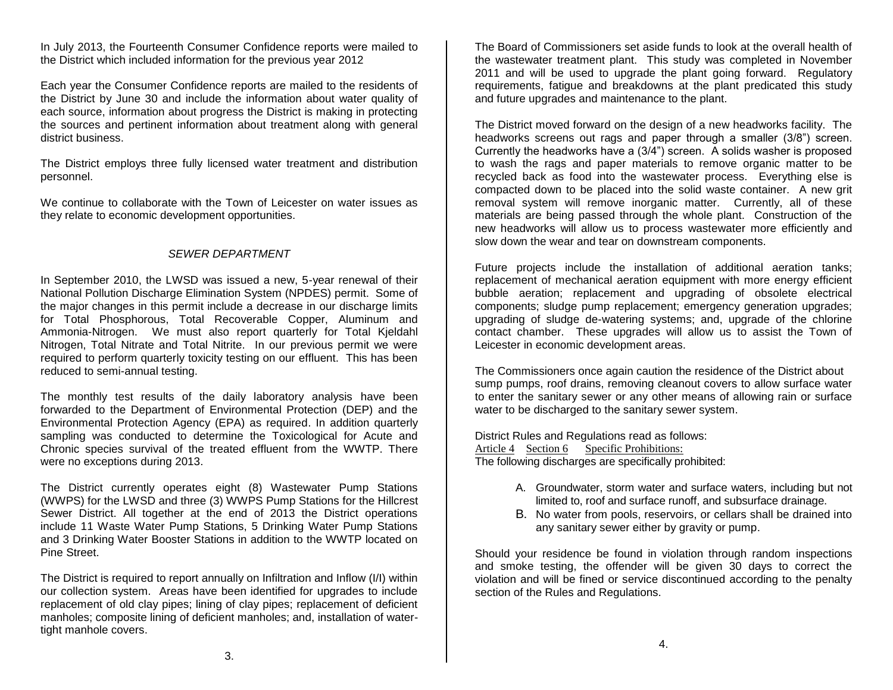In July 2013, the Fourteenth Consumer Confidence reports were mailed to the District which included information for the previous year 2012

Each year the Consumer Confidence reports are mailed to the residents of the District by June 30 and include the information about water quality of each source, information about progress the District is making in protecting the sources and pertinent information about treatment along with general district business.

The District employs three fully licensed water treatment and distribution personnel.

We continue to collaborate with the Town of Leicester on water issues as they relate to economic development opportunities.

## *SEWER DEPARTMENT*

In September 2010, the LWSD was issued a new, 5-year renewal of their National Pollution Discharge Elimination System (NPDES) permit. Some of the major changes in this permit include a decrease in our discharge limits for Total Phosphorous, Total Recoverable Copper, Aluminum and Ammonia-Nitrogen. We must also report quarterly for Total Kjeldahl Nitrogen, Total Nitrate and Total Nitrite. In our previous permit we were required to perform quarterly toxicity testing on our effluent. This has been reduced to semi-annual testing.

The monthly test results of the daily laboratory analysis have been forwarded to the Department of Environmental Protection (DEP) and the Environmental Protection Agency (EPA) as required. In addition quarterly sampling was conducted to determine the Toxicological for Acute and Chronic species survival of the treated effluent from the WWTP. There were no exceptions during 2013.

The District currently operates eight (8) Wastewater Pump Stations (WWPS) for the LWSD and three (3) WWPS Pump Stations for the Hillcrest Sewer District. All together at the end of 2013 the District operations include 11 Waste Water Pump Stations, 5 Drinking Water Pump Stations and 3 Drinking Water Booster Stations in addition to the WWTP located on Pine Street.

The District is required to report annually on Infiltration and Inflow (I/I) within our collection system. Areas have been identified for upgrades to include replacement of old clay pipes; lining of clay pipes; replacement of deficient manholes; composite lining of deficient manholes; and, installation of water-tight manhole covers.

The Board of Commissioners set aside funds to look at the overall health of the wastewater treatment plant. This study was completed in November 2011 and will be used to upgrade the plant going forward. Regulatory requirements, fatigue and breakdowns at the plant predicated this study and future upgrades and maintenance to the plant.

The District moved forward on the design of a new headworks facility. The headworks screens out rags and paper through a smaller (3/8") screen. Currently the headworks have a (3/4") screen. A solids washer is proposed to wash the rags and paper materials to remove organic matter to be recycled back as food into the wastewater process. Everything else is compacted down to be placed into the solid waste container. A new grit removal system will remove inorganic matter. Currently, all of these materials are being passed through the whole plant. Construction of the new headworks will allow us to process wastewater more efficiently and slow down the wear and tear on downstream components.

Future projects include the installation of additional aeration tanks; replacement of mechanical aeration equipment with more energy efficient bubble aeration; replacement and upgrading of obsolete electrical components; sludge pump replacement; emergency generation upgrades; upgrading of sludge de-watering systems; and, upgrade of the chlorine contact chamber. These upgrades will allow us to assist the Town of Leicester in economic development areas.

The Commissioners once again caution the residence of the District about sump pumps, roof drains, removing cleanout covers to allow surface water to enter the sanitary sewer or any other means of allowing rain or surface water to be discharged to the sanitary sewer system.

District Rules and Regulations read as follows:
Article 4 Section 6 Specific Prohibitions:
The following discharges are specifically prohibited:

A. Groundwater, storm water and surface waters, including but not limited to, roof and surface runoff, and subsurface drainage.
B. No water from pools, reservoirs, or cellars shall be drained into any sanitary sewer either by gravity or pump.

Should your residence be found in violation through random inspections and smoke testing, the offender will be given 30 days to correct the violation and will be fined or service discontinued according to the penalty section of the Rules and Regulations.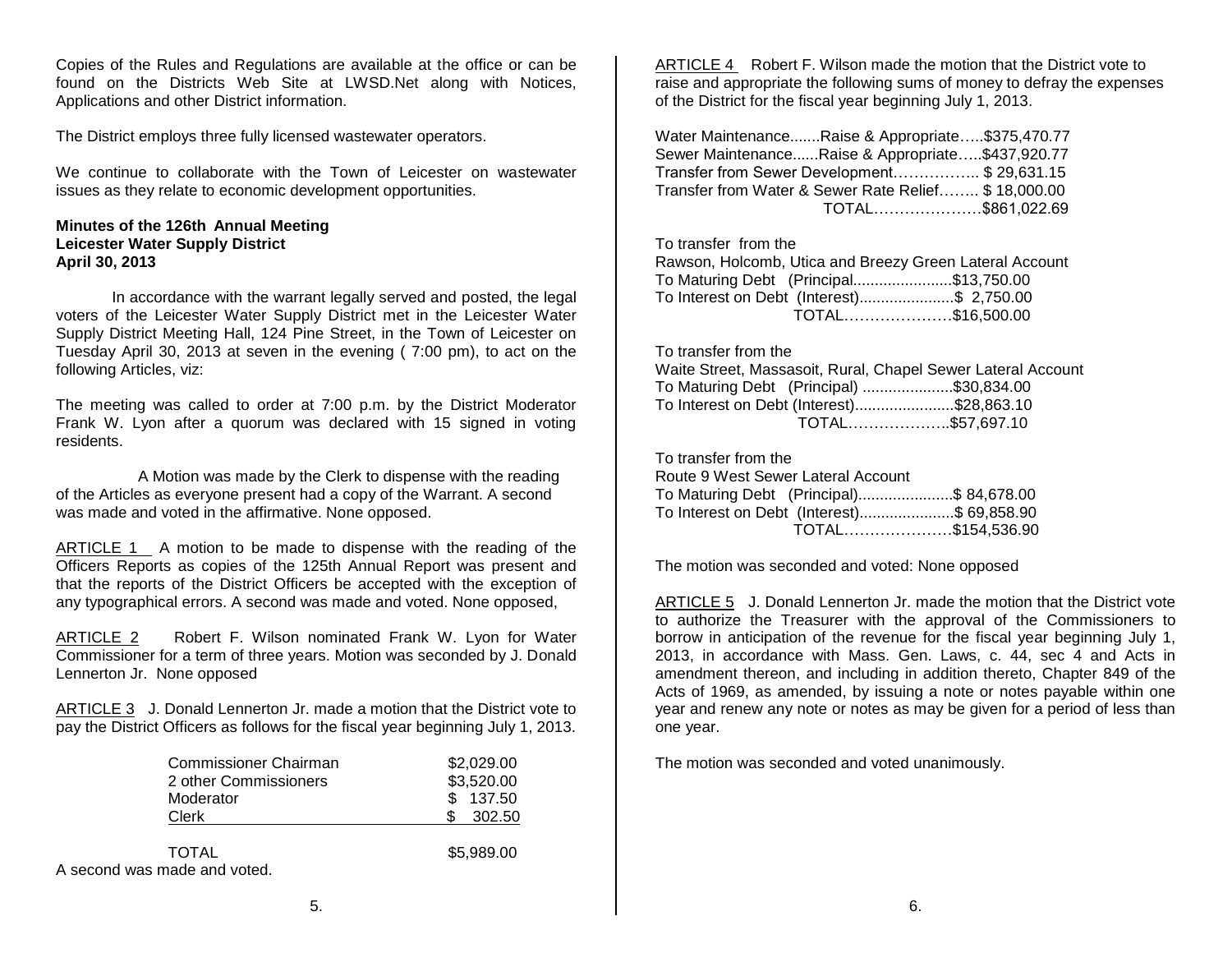Copies of the Rules and Regulations are available at the office or can be found on the Districts Web Site at LWSD.Net along with Notices, Applications and other District information.

The District employs three fully licensed wastewater operators.

We continue to collaborate with the Town of Leicester on wastewater issues as they relate to economic development opportunities.

**Minutes of the 126th Annual Meeting**
**Leicester Water Supply District**
**April 30, 2013**

In accordance with the warrant legally served and posted, the legal voters of the Leicester Water Supply District met in the Leicester Water Supply District Meeting Hall, 124 Pine Street, in the Town of Leicester on Tuesday April 30, 2013 at seven in the evening ( 7:00 pm), to act on the following Articles, viz:

The meeting was called to order at 7:00 p.m. by the District Moderator Frank W. Lyon after a quorum was declared with 15 signed in voting residents.

A Motion was made by the Clerk to dispense with the reading of the Articles as everyone present had a copy of the Warrant. A second was made and voted in the affirmative. None opposed.

ARTICLE 1 A motion to be made to dispense with the reading of the Officers Reports as copies of the 125th Annual Report was present and that the reports of the District Officers be accepted with the exception of any typographical errors. A second was made and voted. None opposed,

ARTICLE 2 Robert F. Wilson nominated Frank W. Lyon for Water Commissioner for a term of three years. Motion was seconded by J. Donald Lennerton Jr. None opposed

ARTICLE 3 J. Donald Lennerton Jr. made a motion that the District vote to pay the District Officers as follows for the fiscal year beginning July 1, 2013.

| | |
|---|---|
| Commissioner Chairman | $2,029.00 |
| 2 other Commissioners | $3,520.00 |
| Moderator | $ 137.50 |
| Clerk | $ 302.50 |
| TOTAL | $5,989.00 |

A second was made and voted.

ARTICLE 4 Robert F. Wilson made the motion that the District vote to raise and appropriate the following sums of money to defray the expenses of the District for the fiscal year beginning July 1, 2013.

Water Maintenance.......Raise & Appropriate…..$375,470.77
Sewer Maintenance......Raise & Appropriate…..$437,920.77
Transfer from Sewer Development…………….. $ 29,631.15
Transfer from Water & Sewer Rate Relief…….. $ 18,000.00
TOTAL…………………$861,022.69

To transfer from the
Rawson, Holcomb, Utica and Breezy Green Lateral Account
To Maturing Debt (Principal......................$13,750.00
To Interest on Debt (Interest)......................$ 2,750.00
TOTAL…………………$16,500.00

To transfer from the
Waite Street, Massasoit, Rural, Chapel Sewer Lateral Account
To Maturing Debt (Principal) ....................$30,834.00
To Interest on Debt (Interest).......................$28,863.10
TOTAL………………..$57,697.10

To transfer from the
Route 9 West Sewer Lateral Account
To Maturing Debt (Principal)......................$ 84,678.00
To Interest on Debt (Interest)......................$ 69,858.90
TOTAL…………………$154,536.90

The motion was seconded and voted: None opposed

ARTICLE 5 J. Donald Lennerton Jr. made the motion that the District vote to authorize the Treasurer with the approval of the Commissioners to borrow in anticipation of the revenue for the fiscal year beginning July 1, 2013, in accordance with Mass. Gen. Laws, c. 44, sec 4 and Acts in amendment thereon, and including in addition thereto, Chapter 849 of the Acts of 1969, as amended, by issuing a note or notes payable within one year and renew any note or notes as may be given for a period of less than one year.

The motion was seconded and voted unanimously.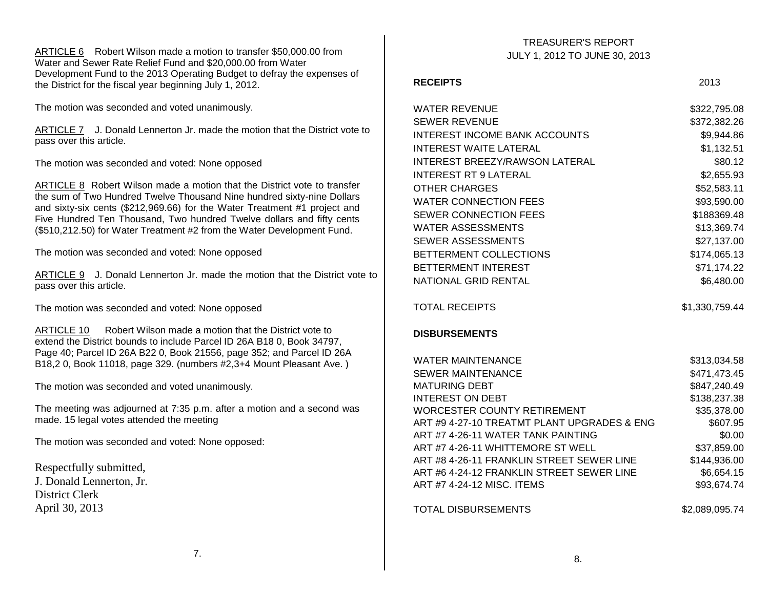ARTICLE 6 Robert Wilson made a motion to transfer $50,000.00 from Water and Sewer Rate Relief Fund and $20,000.00 from Water Development Fund to the 2013 Operating Budget to defray the expenses of the District for the fiscal year beginning July 1, 2012.

The motion was seconded and voted unanimously.

ARTICLE 7 J. Donald Lennerton Jr. made the motion that the District vote to pass over this article.

The motion was seconded and voted: None opposed

ARTICLE 8 Robert Wilson made a motion that the District vote to transfer the sum of Two Hundred Twelve Thousand Nine hundred sixty-nine Dollars and sixty-six cents ($212,969.66) for the Water Treatment #1 project and Five Hundred Ten Thousand, Two hundred Twelve dollars and fifty cents ($510,212.50) for Water Treatment #2 from the Water Development Fund.

The motion was seconded and voted: None opposed

ARTICLE 9 J. Donald Lennerton Jr. made the motion that the District vote to pass over this article.

The motion was seconded and voted: None opposed

ARTICLE 10 Robert Wilson made a motion that the District vote to extend the District bounds to include Parcel ID 26A B18 0, Book 34797, Page 40; Parcel ID 26A B22 0, Book 21556, page 352; and Parcel ID 26A B18,2 0, Book 11018, page 329. (numbers #2,3+4 Mount Pleasant Ave. )

The motion was seconded and voted unanimously.

The meeting was adjourned at 7:35 p.m. after a motion and a second was made. 15 legal votes attended the meeting

The motion was seconded and voted: None opposed:

Respectfully submitted,
J. Donald Lennerton, Jr.
District Clerk
April 30, 2013

## TREASURER'S REPORT
## JULY 1, 2012 TO JUNE 30, 2013

| **RECEIPTS** | 2013 |
|---|---|
| WATER REVENUE | $322,795.08 |
| SEWER REVENUE | $372,382.26 |
| INTEREST INCOME BANK ACCOUNTS | $9,944.86 |
| INTEREST WAITE LATERAL | $1,132.51 |
| INTEREST BREEZY/RAWSON LATERAL | $80.12 |
| INTEREST RT 9 LATERAL | $2,655.93 |
| OTHER CHARGES | $52,583.11 |
| WATER CONNECTION FEES | $93,590.00 |
| SEWER CONNECTION FEES | $188369.48 |
| WATER ASSESSMENTS | $13,369.74 |
| SEWER ASSESSMENTS | $27,137.00 |
| BETTERMENT COLLECTIONS | $174,065.13 |
| BETTERMENT INTEREST | $71,174.22 |
| NATIONAL GRID RENTAL | $6,480.00 |
| TOTAL RECEIPTS | $1,330,759.44 |

| **DISBURSEMENTS** | |
|---|---|
| WATER MAINTENANCE | $313,034.58 |
| SEWER MAINTENANCE | $471,473.45 |
| MATURING DEBT | $847,240.49 |
| INTEREST ON DEBT | $138,237.38 |
| WORCESTER COUNTY RETIREMENT | $35,378.00 |
| ART #9 4-27-10 TREATMT PLANT UPGRADES & ENG | $607.95 |
| ART #7 4-26-11 WATER TANK PAINTING | $0.00 |
| ART #7 4-26-11 WHITTEMORE ST WELL | $37,859.00 |
| ART #8 4-26-11 FRANKLIN STREET SEWER LINE | $144,936.00 |
| ART #6 4-24-12 FRANKLIN STREET SEWER LINE | $6,654.15 |
| ART #7 4-24-12 MISC. ITEMS | $93,674.74 |
| TOTAL DISBURSEMENTS | $2,089,095.74 |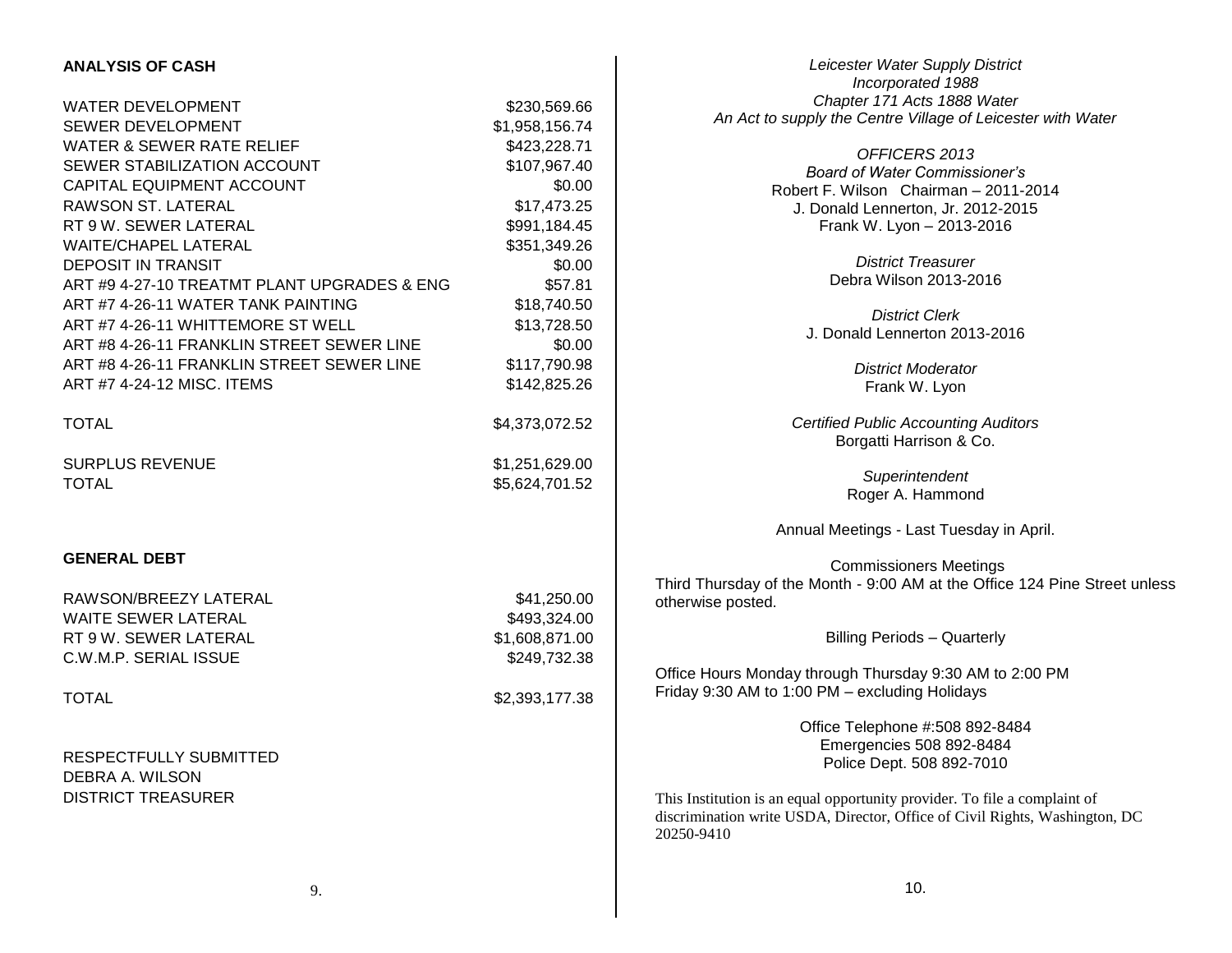## ANALYSIS OF CASH

| | |
|---|---|
| WATER DEVELOPMENT | $230,569.66 |
| SEWER DEVELOPMENT | $1,958,156.74 |
| WATER & SEWER RATE RELIEF | $423,228.71 |
| SEWER STABILIZATION ACCOUNT | $107,967.40 |
| CAPITAL EQUIPMENT ACCOUNT | $0.00 |
| RAWSON ST. LATERAL | $17,473.25 |
| RT 9 W. SEWER LATERAL | $991,184.45 |
| WAITE/CHAPEL LATERAL | $351,349.26 |
| DEPOSIT IN TRANSIT | $0.00 |
| ART #9 4-27-10 TREATMT PLANT UPGRADES & ENG | $57.81 |
| ART #7 4-26-11 WATER TANK PAINTING | $18,740.50 |
| ART #7 4-26-11 WHITTEMORE ST WELL | $13,728.50 |
| ART #8 4-26-11 FRANKLIN STREET SEWER LINE | $0.00 |
| ART #8 4-26-11 FRANKLIN STREET SEWER LINE | $117,790.98 |
| ART #7 4-24-12 MISC. ITEMS | $142,825.26 |
| TOTAL | $4,373,072.52 |
| SURPLUS REVENUE | $1,251,629.00 |
| TOTAL | $5,624,701.52 |

## GENERAL DEBT

| | |
|---|---|
| RAWSON/BREEZY LATERAL | $41,250.00 |
| WAITE SEWER LATERAL | $493,324.00 |
| RT 9 W. SEWER LATERAL | $1,608,871.00 |
| C.W.M.P. SERIAL ISSUE | $249,732.38 |
| TOTAL | $2,393,177.38 |

RESPECTFULLY SUBMITTED
DEBRA A. WILSON
DISTRICT TREASURER

*Leicester Water Supply District*
*Incorporated 1988*
*Chapter 171 Acts 1888 Water*
*An Act to supply the Centre Village of Leicester with Water*

*OFFICERS 2013*
*Board of Water Commissioner's*
Robert F. Wilson Chairman – 2011-2014
J. Donald Lennerton, Jr. 2012-2015
Frank W. Lyon – 2013-2016

*District Treasurer*
Debra Wilson 2013-2016

*District Clerk*
J. Donald Lennerton 2013-2016

*District Moderator*
Frank W. Lyon

*Certified Public Accounting Auditors*
Borgatti Harrison & Co.

*Superintendent*
Roger A. Hammond

Annual Meetings - Last Tuesday in April.

Commissioners Meetings
Third Thursday of the Month - 9:00 AM at the Office 124 Pine Street unless otherwise posted.

Billing Periods – Quarterly

Office Hours Monday through Thursday 9:30 AM to 2:00 PM
Friday 9:30 AM to 1:00 PM – excluding Holidays

Office Telephone #:508 892-8484
Emergencies 508 892-8484
Police Dept. 508 892-7010

This Institution is an equal opportunity provider. To file a complaint of discrimination write USDA, Director, Office of Civil Rights, Washington, DC 20250-9410